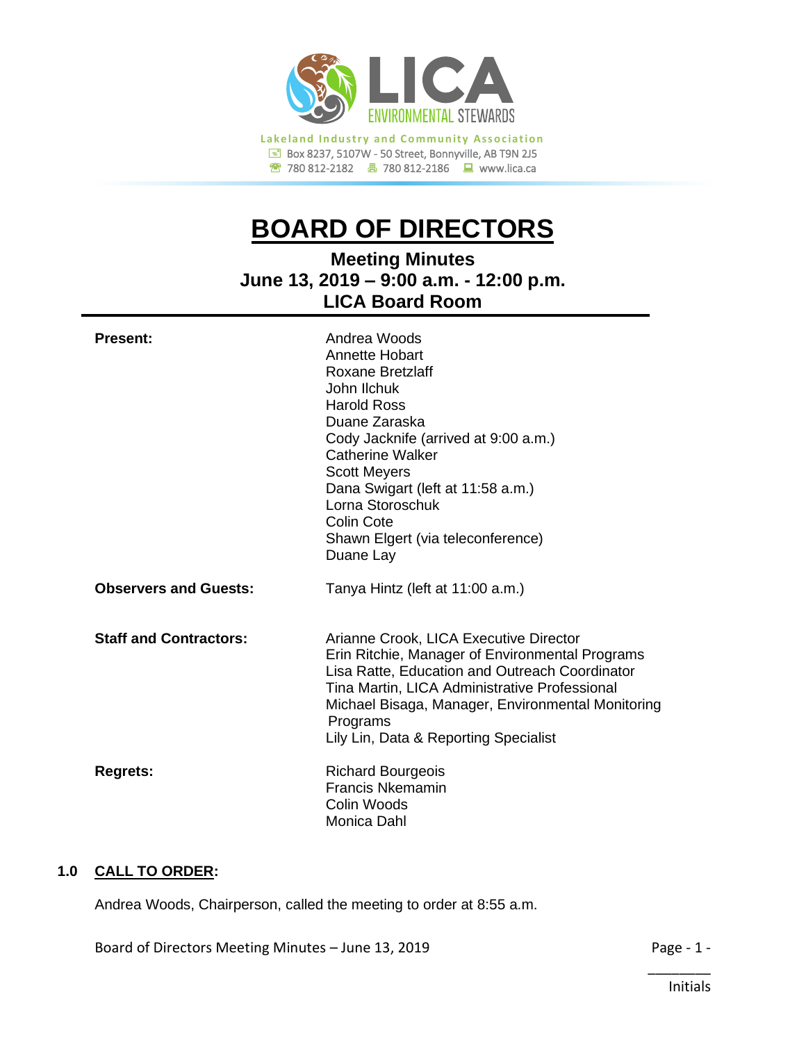LICA ENVIRONMENTAL STEWARDS

Lakeland Industry and Community Association
Box 8237, 5107W - 50 Street, Bonnyville, AB T9N 2J5
780 812-2182 | 780 812-2186 | www.lica.ca

# BOARD OF DIRECTORS

## Meeting Minutes
## June 13, 2019 – 9:00 a.m. - 12:00 p.m.
## LICA Board Room

| | |
|---|---|
| **Present:** | Andrea Woods<br>Annette Hobart<br>Roxane Bretzlaff<br>John Ilchuk<br>Harold Ross<br>Duane Zaraska<br>Cody Jacknife (arrived at 9:00 a.m.)<br>Catherine Walker<br>Scott Meyers<br>Dana Swigart (left at 11:58 a.m.)<br>Lorna Storoschuk<br>Colin Cote<br>Shawn Elgert (via teleconference)<br>Duane Lay |
| **Observers and Guests:** | Tanya Hintz (left at 11:00 a.m.) |
| **Staff and Contractors:** | Arianne Crook, LICA Executive Director<br>Erin Ritchie, Manager of Environmental Programs<br>Lisa Ratte, Education and Outreach Coordinator<br>Tina Martin, LICA Administrative Professional<br>Michael Bisaga, Manager, Environmental Monitoring Programs<br>Lily Lin, Data & Reporting Specialist |
| **Regrets:** | Richard Bourgeois<br>Francis Nkemamin<br>Colin Woods<br>Monica Dahl |

**1.0 CALL TO ORDER:**

Andrea Woods, Chairperson, called the meeting to order at 8:55 a.m.

________
Initials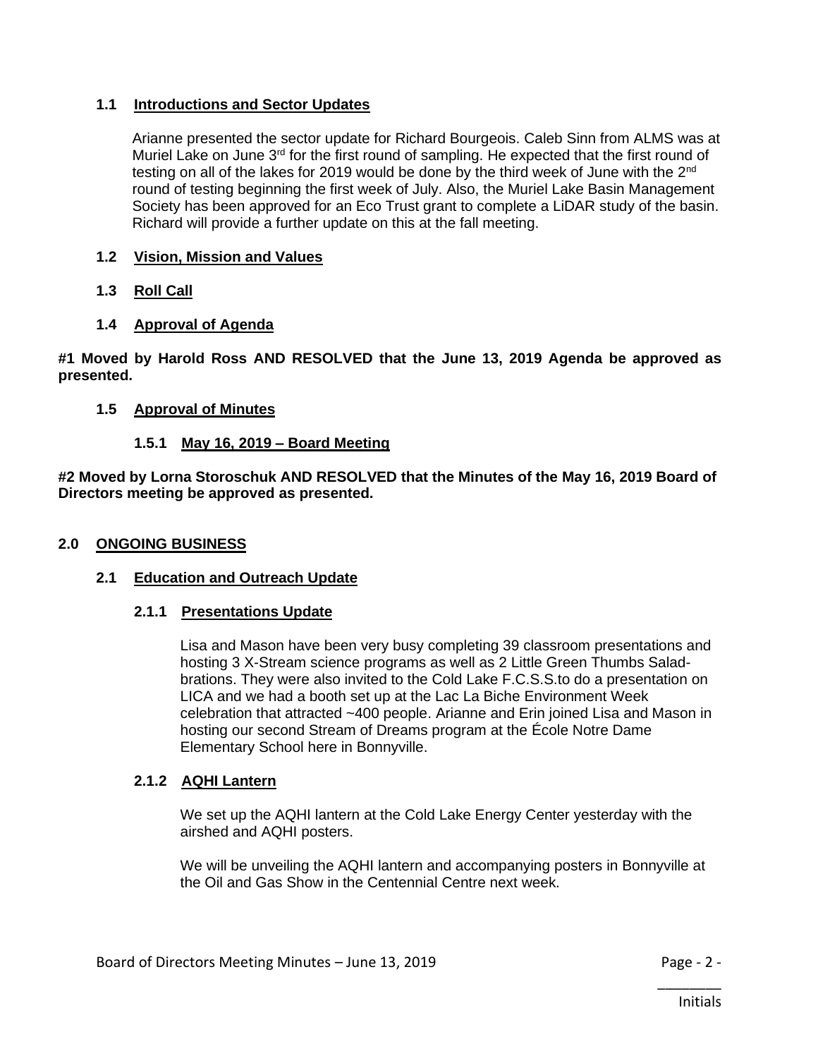### 1.1 Introductions and Sector Updates

Arianne presented the sector update for Richard Bourgeois. Caleb Sinn from ALMS was at Muriel Lake on June 3rd for the first round of sampling. He expected that the first round of testing on all of the lakes for 2019 would be done by the third week of June with the 2nd round of testing beginning the first week of July. Also, the Muriel Lake Basin Management Society has been approved for an Eco Trust grant to complete a LiDAR study of the basin. Richard will provide a further update on this at the fall meeting.

### 1.2 Vision, Mission and Values

### 1.3 Roll Call

### 1.4 Approval of Agenda

**#1 Moved by Harold Ross AND RESOLVED that the June 13, 2019 Agenda be approved as presented.**

### 1.5 Approval of Minutes

#### 1.5.1 May 16, 2019 – Board Meeting

**#2 Moved by Lorna Storoschuk AND RESOLVED that the Minutes of the May 16, 2019 Board of Directors meeting be approved as presented.**

## 2.0 ONGOING BUSINESS

### 2.1 Education and Outreach Update

#### 2.1.1 Presentations Update

Lisa and Mason have been very busy completing 39 classroom presentations and hosting 3 X-Stream science programs as well as 2 Little Green Thumbs Salad-brations. They were also invited to the Cold Lake F.C.S.S.to do a presentation on LICA and we had a booth set up at the Lac La Biche Environment Week celebration that attracted ~400 people. Arianne and Erin joined Lisa and Mason in hosting our second Stream of Dreams program at the École Notre Dame Elementary School here in Bonnyville.

#### 2.1.2 AQHI Lantern

We set up the AQHI lantern at the Cold Lake Energy Center yesterday with the airshed and AQHI posters.

We will be unveiling the AQHI lantern and accompanying posters in Bonnyville at the Oil and Gas Show in the Centennial Centre next week.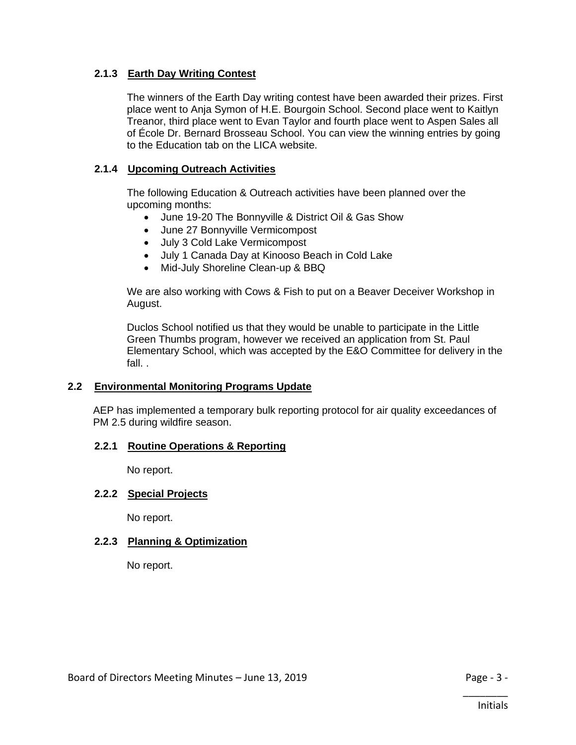### 2.1.3 Earth Day Writing Contest

The winners of the Earth Day writing contest have been awarded their prizes. First place went to Anja Symon of H.E. Bourgoin School. Second place went to Kaitlyn Treanor, third place went to Evan Taylor and fourth place went to Aspen Sales all of École Dr. Bernard Brosseau School. You can view the winning entries by going to the Education tab on the LICA website.

### 2.1.4 Upcoming Outreach Activities

The following Education & Outreach activities have been planned over the upcoming months:

- June 19-20 The Bonnyville & District Oil & Gas Show
- June 27 Bonnyville Vermicompost
- July 3 Cold Lake Vermicompost
- July 1 Canada Day at Kinooso Beach in Cold Lake
- Mid-July Shoreline Clean-up & BBQ

We are also working with Cows & Fish to put on a Beaver Deceiver Workshop in August.

Duclos School notified us that they would be unable to participate in the Little Green Thumbs program, however we received an application from St. Paul Elementary School, which was accepted by the E&O Committee for delivery in the fall. .

## 2.2 Environmental Monitoring Programs Update

AEP has implemented a temporary bulk reporting protocol for air quality exceedances of PM 2.5 during wildfire season.

### 2.2.1 Routine Operations & Reporting

No report.

### 2.2.2 Special Projects

No report.

### 2.2.3 Planning & Optimization

No report.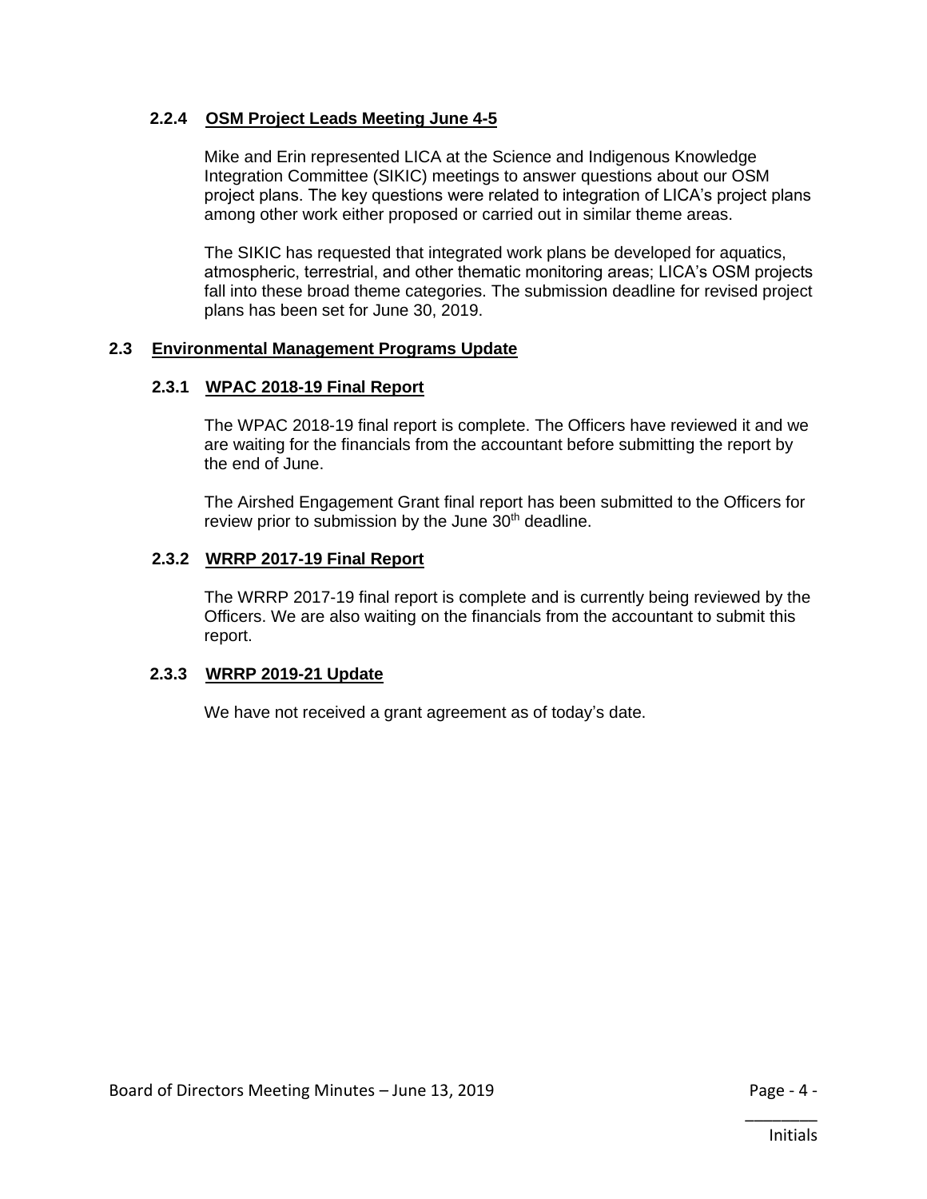#### 2.2.4 OSM Project Leads Meeting June 4-5

Mike and Erin represented LICA at the Science and Indigenous Knowledge Integration Committee (SIKIC) meetings to answer questions about our OSM project plans. The key questions were related to integration of LICA's project plans among other work either proposed or carried out in similar theme areas.

The SIKIC has requested that integrated work plans be developed for aquatics, atmospheric, terrestrial, and other thematic monitoring areas; LICA's OSM projects fall into these broad theme categories. The submission deadline for revised project plans has been set for June 30, 2019.

### 2.3 Environmental Management Programs Update

#### 2.3.1 WPAC 2018-19 Final Report

The WPAC 2018-19 final report is complete. The Officers have reviewed it and we are waiting for the financials from the accountant before submitting the report by the end of June.

The Airshed Engagement Grant final report has been submitted to the Officers for review prior to submission by the June 30th deadline.

#### 2.3.2 WRRP 2017-19 Final Report

The WRRP 2017-19 final report is complete and is currently being reviewed by the Officers. We are also waiting on the financials from the accountant to submit this report.

#### 2.3.3 WRRP 2019-21 Update

We have not received a grant agreement as of today's date.

________
Initials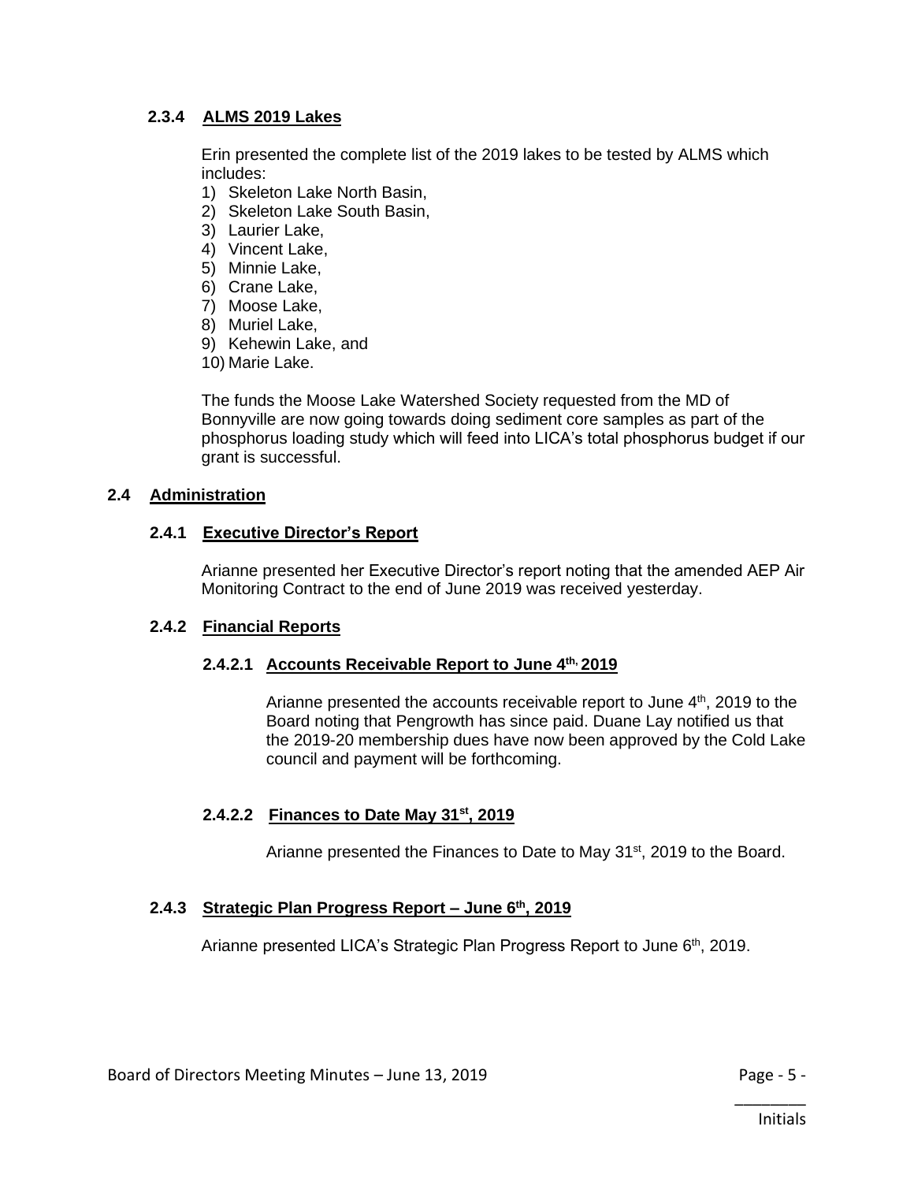### 2.3.4 ALMS 2019 Lakes

Erin presented the complete list of the 2019 lakes to be tested by ALMS which includes:

1) Skeleton Lake North Basin,
2) Skeleton Lake South Basin,
3) Laurier Lake,
4) Vincent Lake,
5) Minnie Lake,
6) Crane Lake,
7) Moose Lake,
8) Muriel Lake,
9) Kehewin Lake, and
10) Marie Lake.

The funds the Moose Lake Watershed Society requested from the MD of Bonnyville are now going towards doing sediment core samples as part of the phosphorus loading study which will feed into LICA's total phosphorus budget if our grant is successful.

## 2.4 Administration

### 2.4.1 Executive Director's Report

Arianne presented her Executive Director's report noting that the amended AEP Air Monitoring Contract to the end of June 2019 was received yesterday.

### 2.4.2 Financial Reports

#### 2.4.2.1 Accounts Receivable Report to June 4th, 2019

Arianne presented the accounts receivable report to June 4th, 2019 to the Board noting that Pengrowth has since paid. Duane Lay notified us that the 2019-20 membership dues have now been approved by the Cold Lake council and payment will be forthcoming.

#### 2.4.2.2 Finances to Date May 31st, 2019

Arianne presented the Finances to Date to May 31st, 2019 to the Board.

### 2.4.3 Strategic Plan Progress Report – June 6th, 2019

Arianne presented LICA's Strategic Plan Progress Report to June 6th, 2019.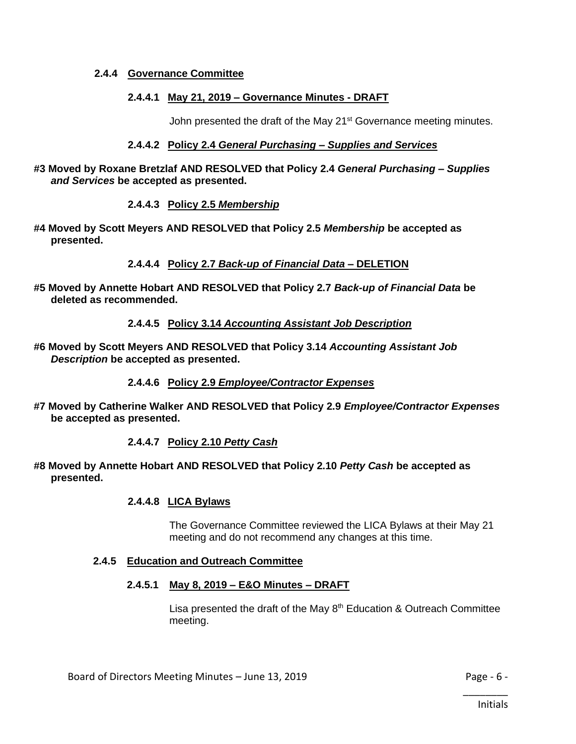#### 2.4.4 Governance Committee

##### 2.4.4.1 May 21, 2019 – Governance Minutes - DRAFT

John presented the draft of the May 21st Governance meeting minutes.

##### 2.4.4.2 Policy 2.4 *General Purchasing – Supplies and Services*

**#3 Moved by Roxane Bretzlaf AND RESOLVED that Policy 2.4 *General Purchasing – Supplies and Services* be accepted as presented.**

##### 2.4.4.3 Policy 2.5 *Membership*

**#4 Moved by Scott Meyers AND RESOLVED that Policy 2.5 *Membership* be accepted as presented.**

##### 2.4.4.4 Policy 2.7 *Back-up of Financial Data* – DELETION

**#5 Moved by Annette Hobart AND RESOLVED that Policy 2.7 *Back-up of Financial Data* be deleted as recommended.**

##### 2.4.4.5 Policy 3.14 *Accounting Assistant Job Description*

**#6 Moved by Scott Meyers AND RESOLVED that Policy 3.14 *Accounting Assistant Job Description* be accepted as presented.**

##### 2.4.4.6 Policy 2.9 *Employee/Contractor Expenses*

**#7 Moved by Catherine Walker AND RESOLVED that Policy 2.9 *Employee/Contractor Expenses* be accepted as presented.**

##### 2.4.4.7 Policy 2.10 *Petty Cash*

**#8 Moved by Annette Hobart AND RESOLVED that Policy 2.10 *Petty Cash* be accepted as presented.**

##### 2.4.4.8 LICA Bylaws

The Governance Committee reviewed the LICA Bylaws at their May 21 meeting and do not recommend any changes at this time.

#### 2.4.5 Education and Outreach Committee

##### 2.4.5.1 May 8, 2019 – E&O Minutes – DRAFT

Lisa presented the draft of the May 8th Education & Outreach Committee meeting.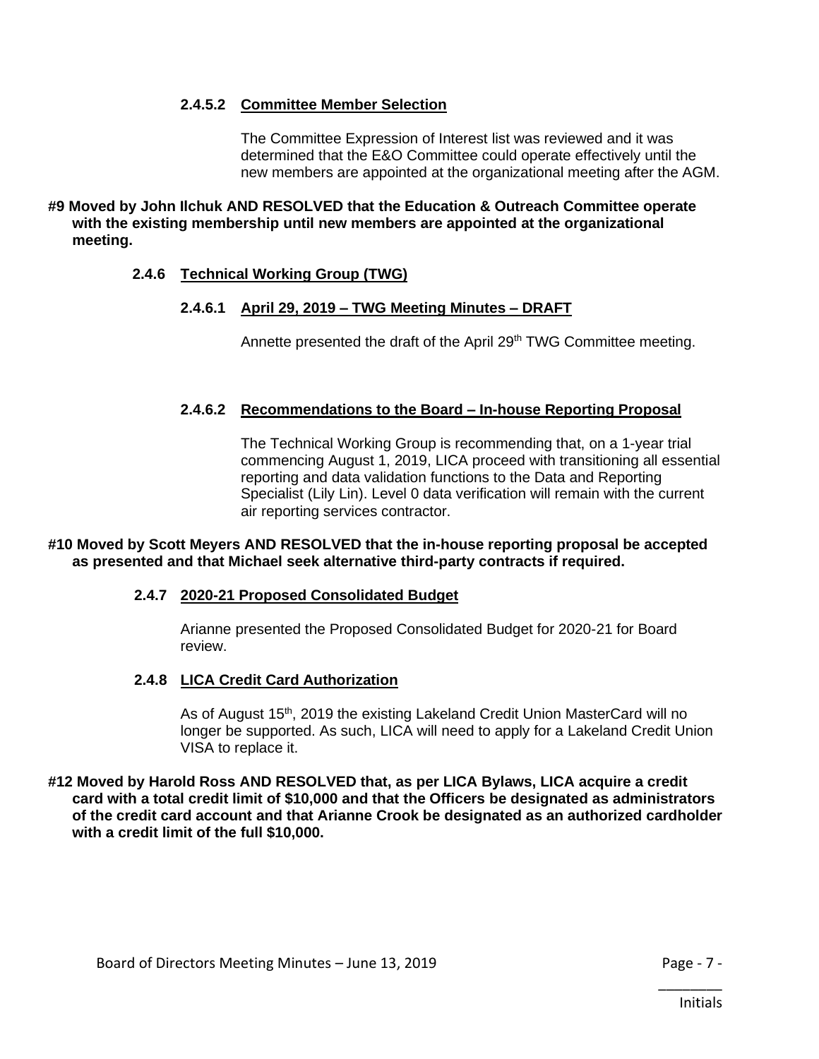#### 2.4.5.2 Committee Member Selection

The Committee Expression of Interest list was reviewed and it was determined that the E&O Committee could operate effectively until the new members are appointed at the organizational meeting after the AGM.

**#9 Moved by John Ilchuk AND RESOLVED that the Education & Outreach Committee operate with the existing membership until new members are appointed at the organizational meeting.**

### 2.4.6 Technical Working Group (TWG)

#### 2.4.6.1 April 29, 2019 – TWG Meeting Minutes – DRAFT

Annette presented the draft of the April 29th TWG Committee meeting.

#### 2.4.6.2 Recommendations to the Board – In-house Reporting Proposal

The Technical Working Group is recommending that, on a 1-year trial commencing August 1, 2019, LICA proceed with transitioning all essential reporting and data validation functions to the Data and Reporting Specialist (Lily Lin). Level 0 data verification will remain with the current air reporting services contractor.

**#10 Moved by Scott Meyers AND RESOLVED that the in-house reporting proposal be accepted as presented and that Michael seek alternative third-party contracts if required.**

### 2.4.7 2020-21 Proposed Consolidated Budget

Arianne presented the Proposed Consolidated Budget for 2020-21 for Board review.

### 2.4.8 LICA Credit Card Authorization

As of August 15th, 2019 the existing Lakeland Credit Union MasterCard will no longer be supported. As such, LICA will need to apply for a Lakeland Credit Union VISA to replace it.

**#12 Moved by Harold Ross AND RESOLVED that, as per LICA Bylaws, LICA acquire a credit card with a total credit limit of $10,000 and that the Officers be designated as administrators of the credit card account and that Arianne Crook be designated as an authorized cardholder with a credit limit of the full $10,000.**

________
Initials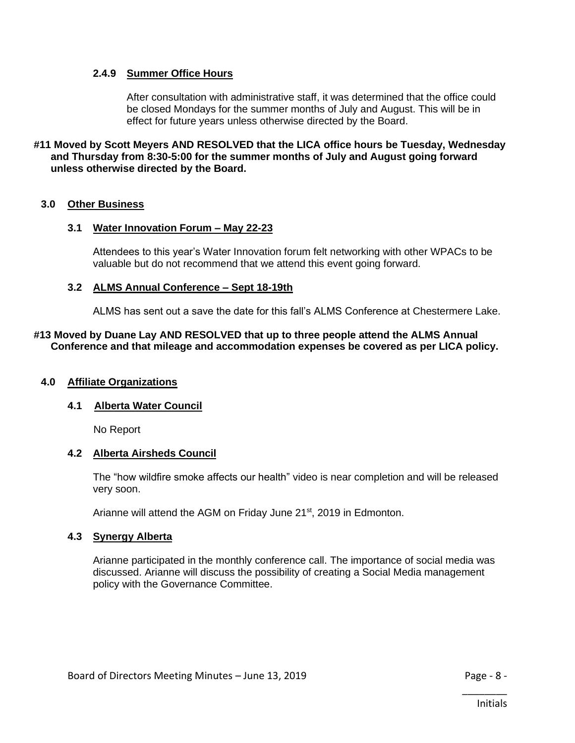#### 2.4.9 Summer Office Hours

After consultation with administrative staff, it was determined that the office could be closed Mondays for the summer months of July and August. This will be in effect for future years unless otherwise directed by the Board.

**#11 Moved by Scott Meyers AND RESOLVED that the LICA office hours be Tuesday, Wednesday and Thursday from 8:30-5:00 for the summer months of July and August going forward unless otherwise directed by the Board.**

## 3.0 Other Business

### 3.1 Water Innovation Forum – May 22-23

Attendees to this year's Water Innovation forum felt networking with other WPACs to be valuable but do not recommend that we attend this event going forward.

### 3.2 ALMS Annual Conference – Sept 18-19th

ALMS has sent out a save the date for this fall's ALMS Conference at Chestermere Lake.

**#13 Moved by Duane Lay AND RESOLVED that up to three people attend the ALMS Annual Conference and that mileage and accommodation expenses be covered as per LICA policy.**

## 4.0 Affiliate Organizations

### 4.1 Alberta Water Council

No Report

### 4.2 Alberta Airsheds Council

The "how wildfire smoke affects our health" video is near completion and will be released very soon.

Arianne will attend the AGM on Friday June 21st, 2019 in Edmonton.

### 4.3 Synergy Alberta

Arianne participated in the monthly conference call. The importance of social media was discussed. Arianne will discuss the possibility of creating a Social Media management policy with the Governance Committee.

________
Initials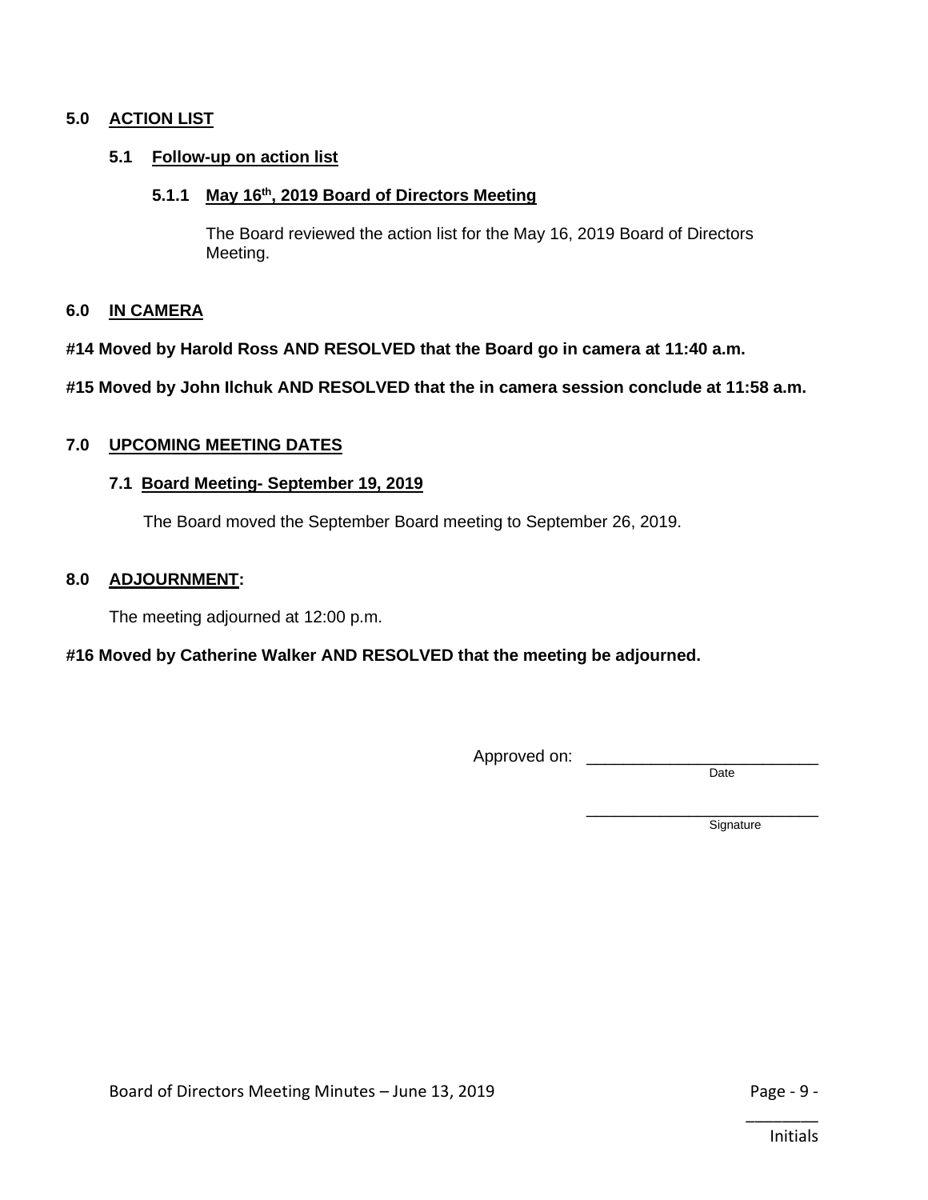## 5.0 ACTION LIST

### 5.1 Follow-up on action list

#### 5.1.1 May 16th, 2019 Board of Directors Meeting

The Board reviewed the action list for the May 16, 2019 Board of Directors Meeting.

## 6.0 IN CAMERA

**#14 Moved by Harold Ross AND RESOLVED that the Board go in camera at 11:40 a.m.**

**#15 Moved by John Ilchuk AND RESOLVED that the in camera session conclude at 11:58 a.m.**

## 7.0 UPCOMING MEETING DATES

### 7.1 Board Meeting- September 19, 2019

The Board moved the September Board meeting to September 26, 2019.

## 8.0 ADJOURNMENT:

The meeting adjourned at 12:00 p.m.

**#16 Moved by Catherine Walker AND RESOLVED that the meeting be adjourned.**

Approved on: ________________________
Date

________________________
Signature

________
Initials